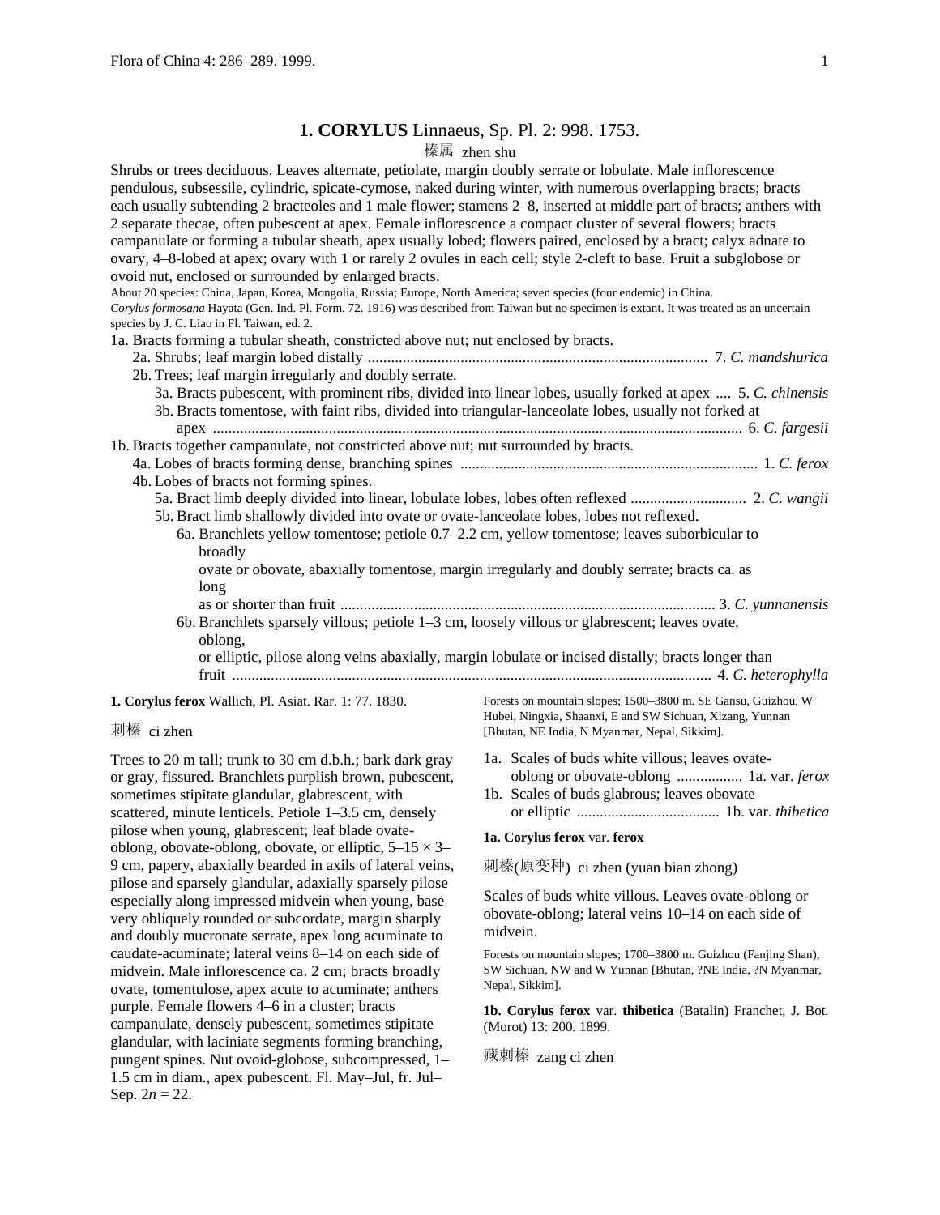# 1. CORYLUS Linnaeus, Sp. Pl. 2: 998. 1753.

榛属 zhen shu

Shrubs or trees deciduous. Leaves alternate, petiolate, margin doubly serrate or lobulate. Male inflorescence pendulous, subsessile, cylindric, spicate-cymose, naked during winter, with numerous overlapping bracts; bracts each usually subtending 2 bracteoles and 1 male flower; stamens 2–8, inserted at middle part of bracts; anthers with 2 separate thecae, often pubescent at apex. Female inflorescence a compact cluster of several flowers; bracts campanulate or forming a tubular sheath, apex usually lobed; flowers paired, enclosed by a bract; calyx adnate to ovary, 4–8-lobed at apex; ovary with 1 or rarely 2 ovules in each cell; style 2-cleft to base. Fruit a subglobose or ovoid nut, enclosed or surrounded by enlarged bracts.

About 20 species: China, Japan, Korea, Mongolia, Russia; Europe, North America; seven species (four endemic) in China.

*Corylus formosana* Hayata (Gen. Ind. Pl. Form. 72. 1916) was described from Taiwan but no specimen is extant. It was treated as an uncertain species by J. C. Liao in Fl. Taiwan, ed. 2.

1a. Bracts forming a tubular sheath, constricted above nut; nut enclosed by bracts.
  2a. Shrubs; leaf margin lobed distally ........ 7. *C. mandshurica*
  2b. Trees; leaf margin irregularly and doubly serrate.
    3a. Bracts pubescent, with prominent ribs, divided into linear lobes, usually forked at apex .... 5. *C. chinensis*
    3b. Bracts tomentose, with faint ribs, divided into triangular-lanceolate lobes, usually not forked at apex ........ 6. *C. fargesii*
1b. Bracts together campanulate, not constricted above nut; nut surrounded by bracts.
  4a. Lobes of bracts forming dense, branching spines ........ 1. *C. ferox*
  4b. Lobes of bracts not forming spines.
    5a. Bract limb deeply divided into linear, lobulate lobes, lobes often reflexed ........ 2. *C. wangii*
    5b. Bract limb shallowly divided into ovate or ovate-lanceolate lobes, lobes not reflexed.
      6a. Branchlets yellow tomentose; petiole 0.7–2.2 cm, yellow tomentose; leaves suborbicular to broadly ovate or obovate, abaxially tomentose, margin irregularly and doubly serrate; bracts ca. as long as or shorter than fruit ........ 3. *C. yunnanensis*
      6b. Branchlets sparsely villous; petiole 1–3 cm, loosely villous or glabrescent; leaves ovate, oblong, or elliptic, pilose along veins abaxially, margin lobulate or incised distally; bracts longer than fruit ........ 4. *C. heterophylla*

**1. Corylus ferox** Wallich, Pl. Asiat. Rar. 1: 77. 1830.

刺榛 ci zhen

Trees to 20 m tall; trunk to 30 cm d.b.h.; bark dark gray or gray, fissured. Branchlets purplish brown, pubescent, sometimes stipitate glandular, glabrescent, with scattered, minute lenticels. Petiole 1–3.5 cm, densely pilose when young, glabrescent; leaf blade ovate-oblong, obovate-oblong, obovate, or elliptic, 5–15 × 3–9 cm, papery, abaxially bearded in axils of lateral veins, pilose and sparsely glandular, adaxially sparsely pilose especially along impressed midvein when young, base very obliquely rounded or subcordate, margin sharply and doubly mucronate serrate, apex long acuminate to caudate-acuminate; lateral veins 8–14 on each side of midvein. Male inflorescence ca. 2 cm; bracts broadly ovate, tomentulose, apex acute to acuminate; anthers purple. Female flowers 4–6 in a cluster; bracts campanulate, densely pubescent, sometimes stipitate glandular, with laciniate segments forming branching, pungent spines. Nut ovoid-globose, subcompressed, 1–1.5 cm in diam., apex pubescent. Fl. May–Jul, fr. Jul–Sep. 2*n* = 22.

Forests on mountain slopes; 1500–3800 m. SE Gansu, Guizhou, W Hubei, Ningxia, Shaanxi, E and SW Sichuan, Xizang, Yunnan [Bhutan, NE India, N Myanmar, Nepal, Sikkim].

1a. Scales of buds white villous; leaves ovate-oblong or obovate-oblong ........ 1a. var. *ferox*
1b. Scales of buds glabrous; leaves obovate or elliptic ........ 1b. var. *thibetica*

**1a. Corylus ferox** var. **ferox**

刺榛(原变种) ci zhen (yuan bian zhong)

Scales of buds white villous. Leaves ovate-oblong or obovate-oblong; lateral veins 10–14 on each side of midvein.

Forests on mountain slopes; 1700–3800 m. Guizhou (Fanjing Shan), SW Sichuan, NW and W Yunnan [Bhutan, ?NE India, ?N Myanmar, Nepal, Sikkim].

**1b. Corylus ferox** var. **thibetica** (Batalin) Franchet, J. Bot. (Morot) 13: 200. 1899.

藏刺榛 zang ci zhen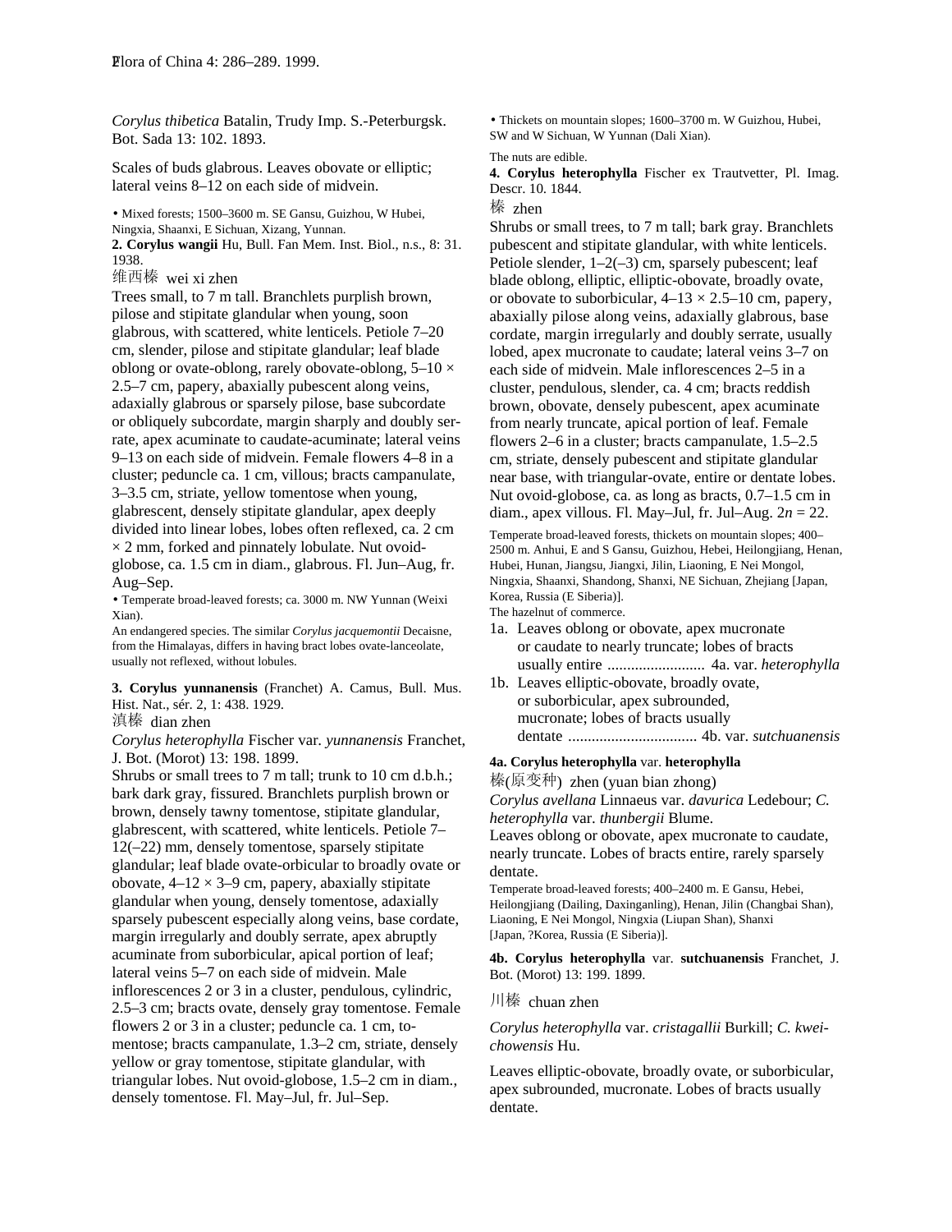*Corylus thibetica* Batalin, Trudy Imp. S.-Peterburgsk. Bot. Sada 13: 102. 1893.

Scales of buds glabrous. Leaves obovate or elliptic; lateral veins 8–12 on each side of midvein.

• Mixed forests; 1500–3600 m. SE Gansu, Guizhou, W Hubei, Ningxia, Shaanxi, E Sichuan, Xizang, Yunnan.

**2. Corylus wangii** Hu, Bull. Fan Mem. Inst. Biol., n.s., 8: 31. 1938.

维西榛 wei xi zhen

Trees small, to 7 m tall. Branchlets purplish brown, pilose and stipitate glandular when young, soon glabrous, with scattered, white lenticels. Petiole 7–20 cm, slender, pilose and stipitate glandular; leaf blade oblong or ovate-oblong, rarely obovate-oblong, 5–10 × 2.5–7 cm, papery, abaxially pubescent along veins, adaxially glabrous or sparsely pilose, base subcordate or obliquely subcordate, margin sharply and doubly serrate, apex acuminate to caudate-acuminate; lateral veins 9–13 on each side of midvein. Female flowers 4–8 in a cluster; peduncle ca. 1 cm, villous; bracts campanulate, 3–3.5 cm, striate, yellow tomentose when young, glabrescent, densely stipitate glandular, apex deeply divided into linear lobes, lobes often reflexed, ca. 2 cm × 2 mm, forked and pinnately lobulate. Nut ovoid-globose, ca. 1.5 cm in diam., glabrous. Fl. Jun–Aug, fr. Aug–Sep.

• Temperate broad-leaved forests; ca. 3000 m. NW Yunnan (Weixi Xian).

An endangered species. The similar *Corylus jacquemontii* Decaisne, from the Himalayas, differs in having bract lobes ovate-lanceolate, usually not reflexed, without lobules.

**3. Corylus yunnanensis** (Franchet) A. Camus, Bull. Mus. Hist. Nat., sér. 2, 1: 438. 1929.

滇榛 dian zhen

*Corylus heterophylla* Fischer var. *yunnanensis* Franchet, J. Bot. (Morot) 13: 198. 1899.

Shrubs or small trees to 7 m tall; trunk to 10 cm d.b.h.; bark dark gray, fissured. Branchlets purplish brown or brown, densely tawny tomentose, stipitate glandular, glabrescent, with scattered, white lenticels. Petiole 7–12(–22) mm, densely tomentose, sparsely stipitate glandular; leaf blade ovate-orbicular to broadly ovate or obovate, 4–12 × 3–9 cm, papery, abaxially stipitate glandular when young, densely tomentose, adaxially sparsely pubescent especially along veins, base cordate, margin irregularly and doubly serrate, apex abruptly acuminate from suborbicular, apical portion of leaf; lateral veins 5–7 on each side of midvein. Male inflorescences 2 or 3 in a cluster, pendulous, cylindric, 2.5–3 cm; bracts ovate, densely gray tomentose. Female flowers 2 or 3 in a cluster; peduncle ca. 1 cm, tomentose; bracts campanulate, 1.3–2 cm, striate, densely yellow or gray tomentose, stipitate glandular, with triangular lobes. Nut ovoid-globose, 1.5–2 cm in diam., densely tomentose. Fl. May–Jul, fr. Jul–Sep.

• Thickets on mountain slopes; 1600–3700 m. W Guizhou, Hubei, SW and W Sichuan, W Yunnan (Dali Xian).

The nuts are edible.

**4. Corylus heterophylla** Fischer ex Trautvetter, Pl. Imag. Descr. 10. 1844.

榛 zhen

Shrubs or small trees, to 7 m tall; bark gray. Branchlets pubescent and stipitate glandular, with white lenticels. Petiole slender, 1–2(–3) cm, sparsely pubescent; leaf blade oblong, elliptic, elliptic-obovate, broadly ovate, or obovate to suborbicular, 4–13 × 2.5–10 cm, papery, abaxially pilose along veins, adaxially glabrous, base cordate, margin irregularly and doubly serrate, usually lobed, apex mucronate to caudate; lateral veins 3–7 on each side of midvein. Male inflorescences 2–5 in a cluster, pendulous, slender, ca. 4 cm; bracts reddish brown, obovate, densely pubescent, apex acuminate from nearly truncate, apical portion of leaf. Female flowers 2–6 in a cluster; bracts campanulate, 1.5–2.5 cm, striate, densely pubescent and stipitate glandular near base, with triangular-ovate, entire or dentate lobes. Nut ovoid-globose, ca. as long as bracts, 0.7–1.5 cm in diam., apex villous. Fl. May–Jul, fr. Jul–Aug. $2n = 22$.

Temperate broad-leaved forests, thickets on mountain slopes; 400–2500 m. Anhui, E and S Gansu, Guizhou, Hebei, Heilongjiang, Henan, Hubei, Hunan, Jiangsu, Jiangxi, Jilin, Liaoning, E Nei Mongol, Ningxia, Shaanxi, Shandong, Shanxi, NE Sichuan, Zhejiang [Japan, Korea, Russia (E Siberia)].

The hazelnut of commerce.

1a. Leaves oblong or obovate, apex mucronate or caudate to nearly truncate; lobes of bracts usually entire ......................... 4a. var. *heterophylla*

1b. Leaves elliptic-obovate, broadly ovate, or suborbicular, apex subrounded, mucronate; lobes of bracts usually dentate ................................ 4b. var. *sutchuanensis*

**4a. Corylus heterophylla** var. **heterophylla**

榛(原变种) zhen (yuan bian zhong)

*Corylus avellana* Linnaeus var. *davurica* Ledebour; *C. heterophylla* var. *thunbergii* Blume.

Leaves oblong or obovate, apex mucronate to caudate, nearly truncate. Lobes of bracts entire, rarely sparsely dentate.

Temperate broad-leaved forests; 400–2400 m. E Gansu, Hebei, Heilongjiang (Dailing, Daxinganling), Henan, Jilin (Changbai Shan), Liaoning, E Nei Mongol, Ningxia (Liupan Shan), Shanxi [Japan, ?Korea, Russia (E Siberia)].

**4b. Corylus heterophylla** var. **sutchuanensis** Franchet, J. Bot. (Morot) 13: 199. 1899.

川榛 chuan zhen

*Corylus heterophylla* var. *cristagallii* Burkill; *C. kweichowensis* Hu.

Leaves elliptic-obovate, broadly ovate, or suborbicular, apex subrounded, mucronate. Lobes of bracts usually dentate.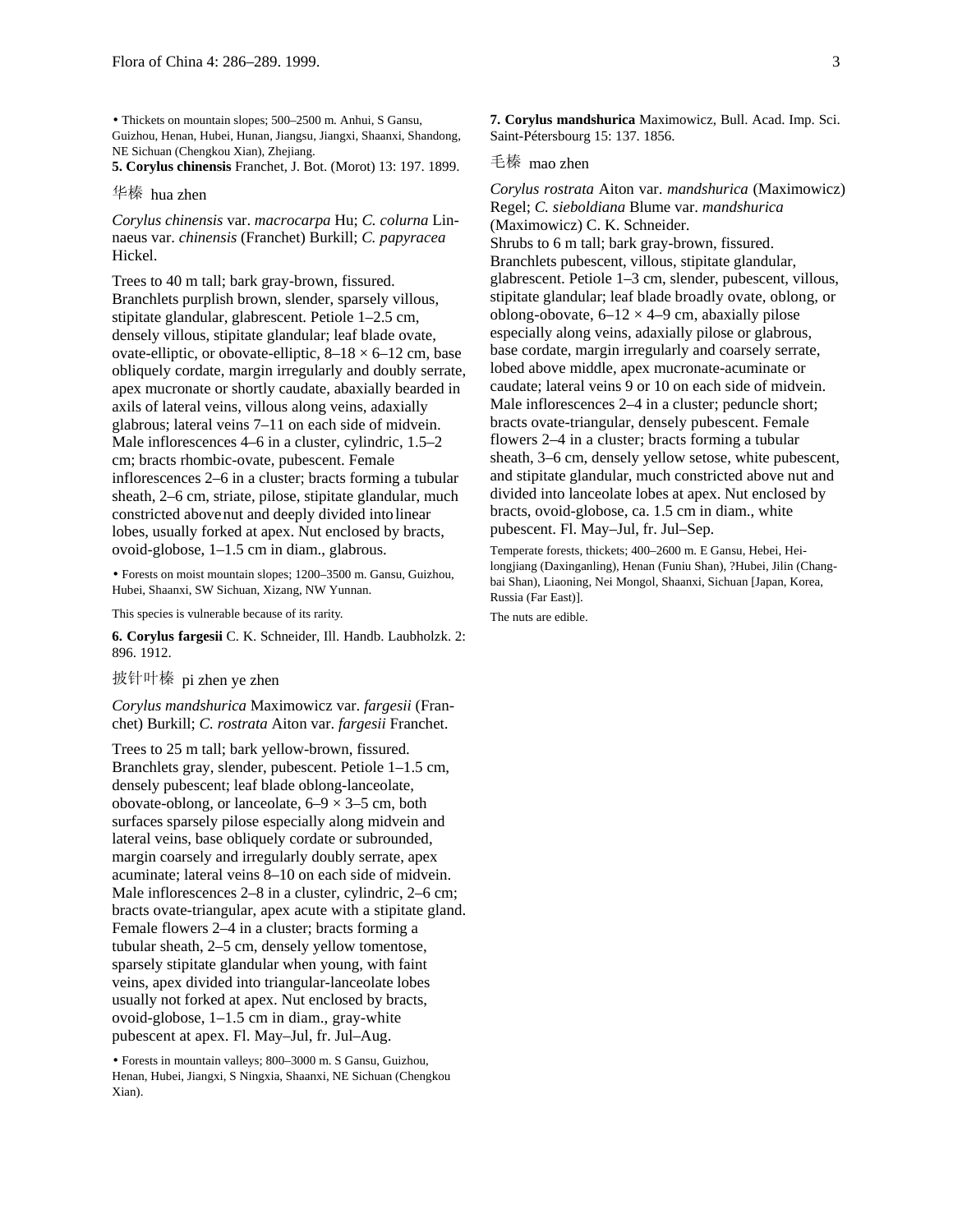• Thickets on mountain slopes; 500–2500 m. Anhui, S Gansu, Guizhou, Henan, Hubei, Hunan, Jiangsu, Jiangxi, Shaanxi, Shandong, NE Sichuan (Chengkou Xian), Zhejiang.

**5. Corylus chinensis** Franchet, J. Bot. (Morot) 13: 197. 1899.

华榛 hua zhen

*Corylus chinensis* var. *macrocarpa* Hu; *C. colurna* Linnaeus var. *chinensis* (Franchet) Burkill; *C. papyracea* Hickel.

Trees to 40 m tall; bark gray-brown, fissured. Branchlets purplish brown, slender, sparsely villous, stipitate glandular, glabrescent. Petiole 1–2.5 cm, densely villous, stipitate glandular; leaf blade ovate, ovate-elliptic, or obovate-elliptic, 8–18 × 6–12 cm, base obliquely cordate, margin irregularly and doubly serrate, apex mucronate or shortly caudate, abaxially bearded in axils of lateral veins, villous along veins, adaxially glabrous; lateral veins 7–11 on each side of midvein. Male inflorescences 4–6 in a cluster, cylindric, 1.5–2 cm; bracts rhombic-ovate, pubescent. Female inflorescences 2–6 in a cluster; bracts forming a tubular sheath, 2–6 cm, striate, pilose, stipitate glandular, much constricted above nut and deeply divided into linear lobes, usually forked at apex. Nut enclosed by bracts, ovoid-globose, 1–1.5 cm in diam., glabrous.

• Forests on moist mountain slopes; 1200–3500 m. Gansu, Guizhou, Hubei, Shaanxi, SW Sichuan, Xizang, NW Yunnan.

This species is vulnerable because of its rarity.

**6. Corylus fargesii** C. K. Schneider, Ill. Handb. Laubholzk. 2: 896. 1912.

披针叶榛 pi zhen ye zhen

*Corylus mandshurica* Maximowicz var. *fargesii* (Franchet) Burkill; *C. rostrata* Aiton var. *fargesii* Franchet.

Trees to 25 m tall; bark yellow-brown, fissured. Branchlets gray, slender, pubescent. Petiole 1–1.5 cm, densely pubescent; leaf blade oblong-lanceolate, obovate-oblong, or lanceolate, 6–9 × 3–5 cm, both surfaces sparsely pilose especially along midvein and lateral veins, base obliquely cordate or subrounded, margin coarsely and irregularly doubly serrate, apex acuminate; lateral veins 8–10 on each side of midvein. Male inflorescences 2–8 in a cluster, cylindric, 2–6 cm; bracts ovate-triangular, apex acute with a stipitate gland. Female flowers 2–4 in a cluster; bracts forming a tubular sheath, 2–5 cm, densely yellow tomentose, sparsely stipitate glandular when young, with faint veins, apex divided into triangular-lanceolate lobes usually not forked at apex. Nut enclosed by bracts, ovoid-globose, 1–1.5 cm in diam., gray-white pubescent at apex. Fl. May–Jul, fr. Jul–Aug.

• Forests in mountain valleys; 800–3000 m. S Gansu, Guizhou, Henan, Hubei, Jiangxi, S Ningxia, Shaanxi, NE Sichuan (Chengkou Xian).

**7. Corylus mandshurica** Maximowicz, Bull. Acad. Imp. Sci. Saint-Pétersbourg 15: 137. 1856.

毛榛 mao zhen

*Corylus rostrata* Aiton var. *mandshurica* (Maximowicz) Regel; *C. sieboldiana* Blume var. *mandshurica* (Maximowicz) C. K. Schneider.

Shrubs to 6 m tall; bark gray-brown, fissured. Branchlets pubescent, villous, stipitate glandular, glabrescent. Petiole 1–3 cm, slender, pubescent, villous, stipitate glandular; leaf blade broadly ovate, oblong, or oblong-obovate, 6–12 × 4–9 cm, abaxially pilose especially along veins, adaxially pilose or glabrous, base cordate, margin irregularly and coarsely serrate, lobed above middle, apex mucronate-acuminate or caudate; lateral veins 9 or 10 on each side of midvein. Male inflorescences 2–4 in a cluster; peduncle short; bracts ovate-triangular, densely pubescent. Female flowers 2–4 in a cluster; bracts forming a tubular sheath, 3–6 cm, densely yellow setose, white pubescent, and stipitate glandular, much constricted above nut and divided into lanceolate lobes at apex. Nut enclosed by bracts, ovoid-globose, ca. 1.5 cm in diam., white pubescent. Fl. May–Jul, fr. Jul–Sep.

Temperate forests, thickets; 400–2600 m. E Gansu, Hebei, Heilongjiang (Daxinganling), Henan (Funiu Shan), ?Hubei, Jilin (Changbai Shan), Liaoning, Nei Mongol, Shaanxi, Sichuan [Japan, Korea, Russia (Far East)].

The nuts are edible.